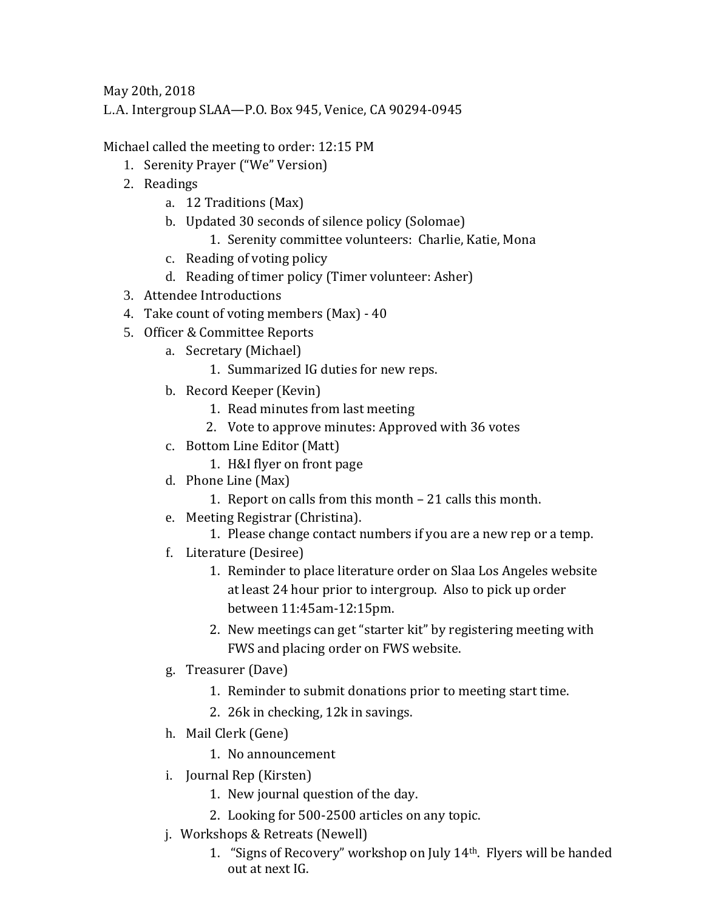May 20th, 2018

L.A. Intergroup SLAA—P.O. Box 945, Venice, CA 90294-0945

Michael called the meeting to order: 12:15 PM

1. Serenity Prayer ("We" Version)
2. Readings
    a. 12 Traditions (Max)
    b. Updated 30 seconds of silence policy (Solomae)
        1. Serenity committee volunteers: Charlie, Katie, Mona
    c. Reading of voting policy
    d. Reading of timer policy (Timer volunteer: Asher)
3. Attendee Introductions
4. Take count of voting members (Max) - 40
5. Officer & Committee Reports
    a. Secretary (Michael)
        1. Summarized IG duties for new reps.
    b. Record Keeper (Kevin)
        1. Read minutes from last meeting
        2. Vote to approve minutes: Approved with 36 votes
    c. Bottom Line Editor (Matt)
        1. H&I flyer on front page
    d. Phone Line (Max)
        1. Report on calls from this month – 21 calls this month.
    e. Meeting Registrar (Christina).
        1. Please change contact numbers if you are a new rep or a temp.
    f. Literature (Desiree)
        1. Reminder to place literature order on Slaa Los Angeles website at least 24 hour prior to intergroup. Also to pick up order between 11:45am-12:15pm.
        2. New meetings can get "starter kit" by registering meeting with FWS and placing order on FWS website.
    g. Treasurer (Dave)
        1. Reminder to submit donations prior to meeting start time.
        2. 26k in checking, 12k in savings.
    h. Mail Clerk (Gene)
        1. No announcement
    i. Journal Rep (Kirsten)
        1. New journal question of the day.
        2. Looking for 500-2500 articles on any topic.
    j. Workshops & Retreats (Newell)
        1. "Signs of Recovery" workshop on July 14th. Flyers will be handed out at next IG.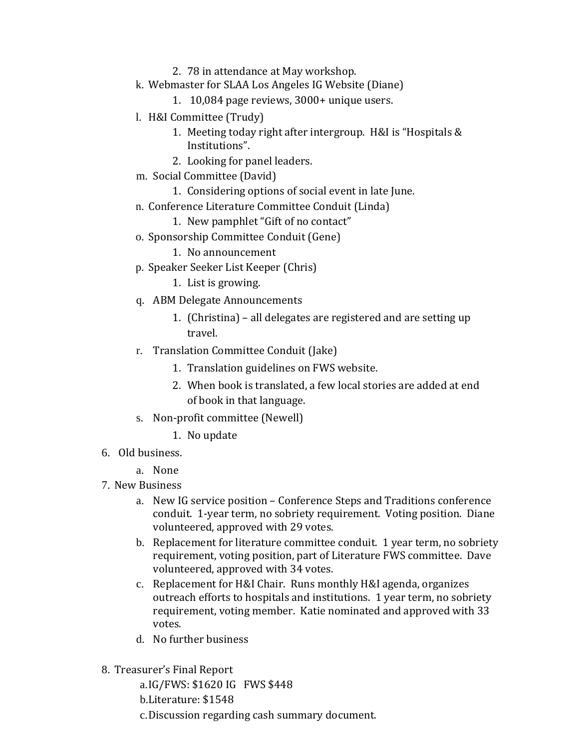2. 78 in attendance at May workshop.

   k. Webmaster for SLAA Los Angeles IG Website (Diane)
      1. 10,084 page reviews, 3000+ unique users.
   l. H&I Committee (Trudy)
      1. Meeting today right after intergroup. H&I is "Hospitals & Institutions".
      2. Looking for panel leaders.
   m. Social Committee (David)
      1. Considering options of social event in late June.
   n. Conference Literature Committee Conduit (Linda)
      1. New pamphlet "Gift of no contact"
   o. Sponsorship Committee Conduit (Gene)
      1. No announcement
   p. Speaker Seeker List Keeper (Chris)
      1. List is growing.
   q. ABM Delegate Announcements
      1. (Christina) – all delegates are registered and are setting up travel.
   r. Translation Committee Conduit (Jake)
      1. Translation guidelines on FWS website.
      2. When book is translated, a few local stories are added at end of book in that language.
   s. Non-profit committee (Newell)
      1. No update

6. Old business.
   a. None
7. New Business
   a. New IG service position – Conference Steps and Traditions conference conduit. 1-year term, no sobriety requirement. Voting position. Diane volunteered, approved with 29 votes.
   b. Replacement for literature committee conduit. 1 year term, no sobriety requirement, voting position, part of Literature FWS committee. Dave volunteered, approved with 34 votes.
   c. Replacement for H&I Chair. Runs monthly H&I agenda, organizes outreach efforts to hospitals and institutions. 1 year term, no sobriety requirement, voting member. Katie nominated and approved with 33 votes.
   d. No further business

8. Treasurer's Final Report
   a. IG/FWS: $1620 IG FWS $448
   b. Literature: $1548
   c. Discussion regarding cash summary document.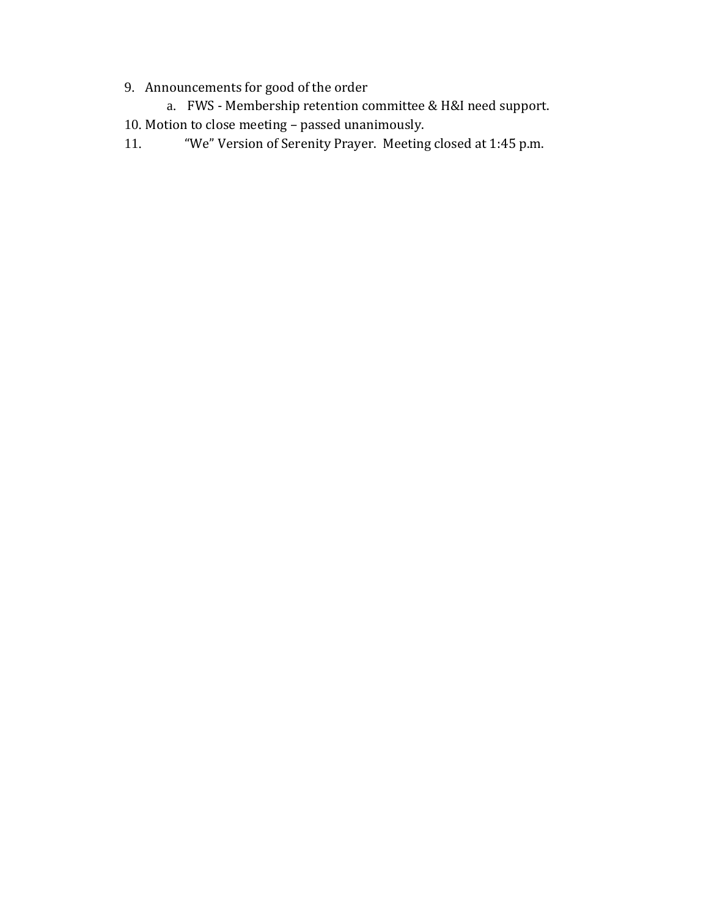9. Announcements for good of the order
    a. FWS - Membership retention committee & H&I need support.
10. Motion to close meeting – passed unanimously.
11. "We" Version of Serenity Prayer. Meeting closed at 1:45 p.m.